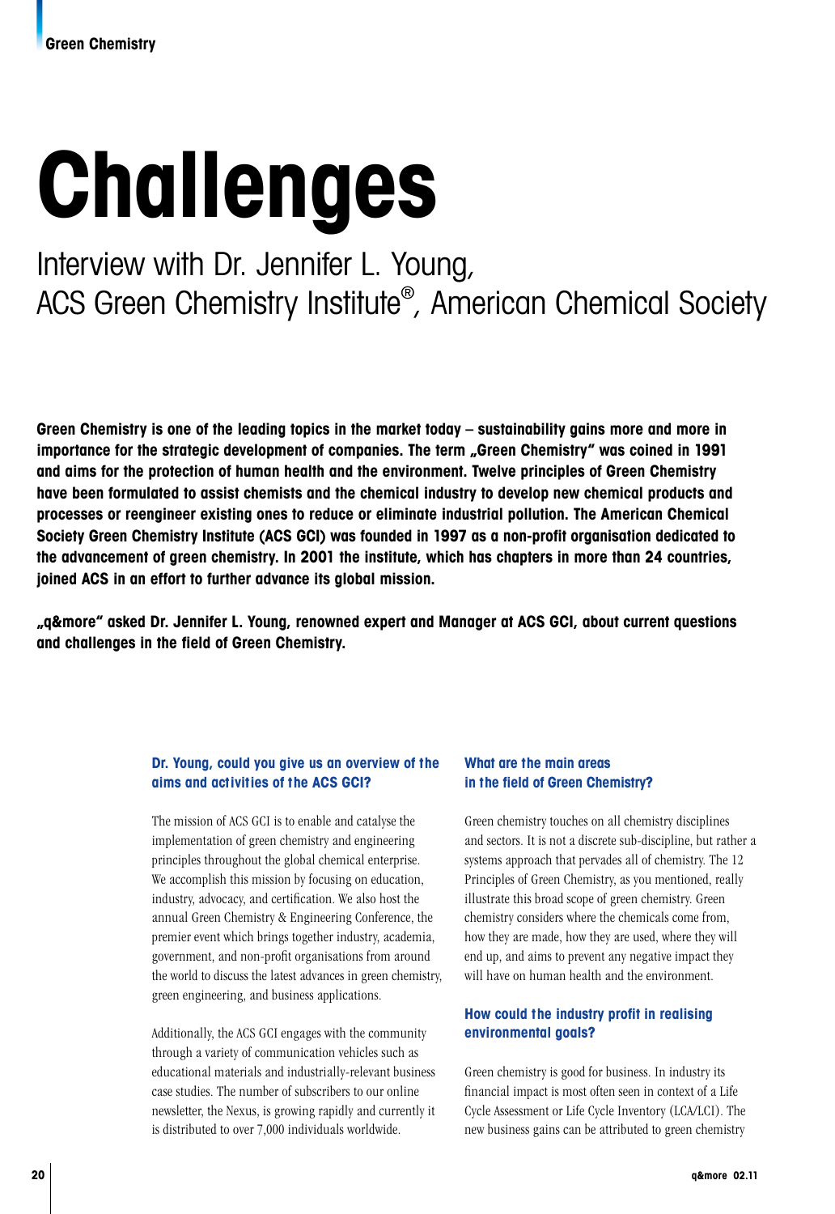# Challenges

## Interview with Dr. Jennifer L. Young, ACS Green Chemistry Institute®, American Chemical Society

**Green Chemistry is one of the leading topics in the market today – sustainability gains more and more in importance for the strategic development of companies. The term „Green Chemistry" was coined in 1991 and aims for the protection of human health and the environment. Twelve principles of Green Chemistry have been formulated to assist chemists and the chemical industry to develop new chemical products and processes or reengineer existing ones to reduce or eliminate industrial pollution. The American Chemical Society Green Chemistry Institute (ACS GCI) was founded in 1997 as a non-profit organisation dedicated to the advancement of green chemistry. In 2001 the institute, which has chapters in more than 24 countries, joined ACS in an effort to further advance its global mission.**

**„q&more" asked Dr. Jennifer L. Young, renowned expert and Manager at ACS GCI, about current questions and challenges in the field of Green Chemistry.**

### Dr. Young, could you give us an overview of the aims and activities of the ACS GCI?

The mission of ACS GCI is to enable and catalyse the implementation of green chemistry and engineering principles throughout the global chemical enterprise. We accomplish this mission by focusing on education, industry, advocacy, and certification. We also host the annual Green Chemistry & Engineering Conference, the premier event which brings together industry, academia, government, and non-profit organisations from around the world to discuss the latest advances in green chemistry, green engineering, and business applications.

Additionally, the ACS GCI engages with the community through a variety of communication vehicles such as educational materials and industrially-relevant business case studies. The number of subscribers to our online newsletter, the Nexus, is growing rapidly and currently it is distributed to over 7,000 individuals worldwide.

### What are the main areas in the field of Green Chemistry?

Green chemistry touches on all chemistry disciplines and sectors. It is not a discrete sub-discipline, but rather a systems approach that pervades all of chemistry. The 12 Principles of Green Chemistry, as you mentioned, really illustrate this broad scope of green chemistry. Green chemistry considers where the chemicals come from, how they are made, how they are used, where they will end up, and aims to prevent any negative impact they will have on human health and the environment.

### How could the industry profit in realising environmental goals?

Green chemistry is good for business. In industry its financial impact is most often seen in context of a Life Cycle Assessment or Life Cycle Inventory (LCA/LCI). The new business gains can be attributed to green chemistry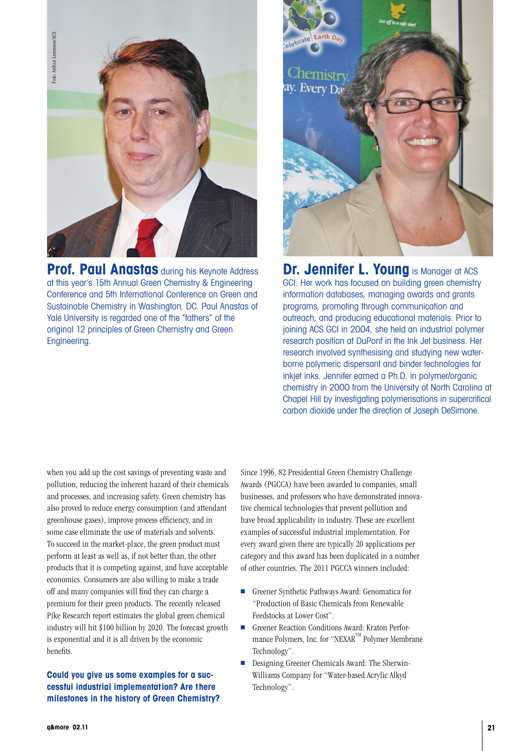**Prof. Paul Anastas** during his Keynote Address at this year's 15th Annual Green Chemistry & Engineering Conference and 5th International Conference on Green and Sustainable Chemistry in Washington, DC. Paul Anastas of Yale University is regarded one of the "fathers" of the original 12 principles of Green Chemistry and Green Engineering.

**Dr. Jennifer L. Young** is Manager at ACS GCI. Her work has focused on building green chemistry information databases, managing awards and grants programs, promoting through communication and outreach, and producing educational materials. Prior to joining ACS GCI in 2004, she held an industrial polymer research position at DuPont in the Ink Jet business. Her research involved synthesising and studying new water-borne polymeric dispersant and binder technologies for inkjet inks. Jennifer earned a Ph.D. in polymer/organic chemistry in 2000 from the University of North Carolina at Chapel Hill by investigating polymerisations in supercritical carbon dioxide under the direction of Joseph DeSimone.

when you add up the cost savings of preventing waste and pollution, reducing the inherent hazard of their chemicals and processes, and increasing safety. Green chemistry has also proved to reduce energy consumption (and attendant greenhouse gases), improve process efficiency, and in some case eliminate the use of materials and solvents. To succeed in the market-place, the green product must perform at least as well as, if not better than, the other products that it is competing against, and have acceptable economics. Consumers are also willing to make a trade off and many companies will find they can charge a premium for their green products. The recently released Pike Research report estimates the global green chemical industry will hit $100 billion by 2020. The forecast growth is exponential and it is all driven by the economic benefits.

**Could you give us some examples for a successful industrial implementation? Are there milestones in the history of Green Chemistry?**

Since 1996, 82 Presidential Green Chemistry Challenge Awards (PGCCA) have been awarded to companies, small businesses, and professors who have demonstrated innovative chemical technologies that prevent pollution and have broad applicability in industry. These are excellent examples of successful industrial implementation. For every award given there are typically 20 applications per category and this award has been duplicated in a number of other countries. The 2011 PGCCA winners included:

- Greener Synthetic Pathways Award: Genomatica for "Production of Basic Chemicals from Renewable Feedstocks at Lower Cost".
- Greener Reaction Conditions Award: Kraton Performance Polymers, Inc. for "NEXAR™ Polymer Membrane Technology".
- Designing Greener Chemicals Award: The Sherwin-Williams Company for "Water-based Acrylic Alkyd Technology".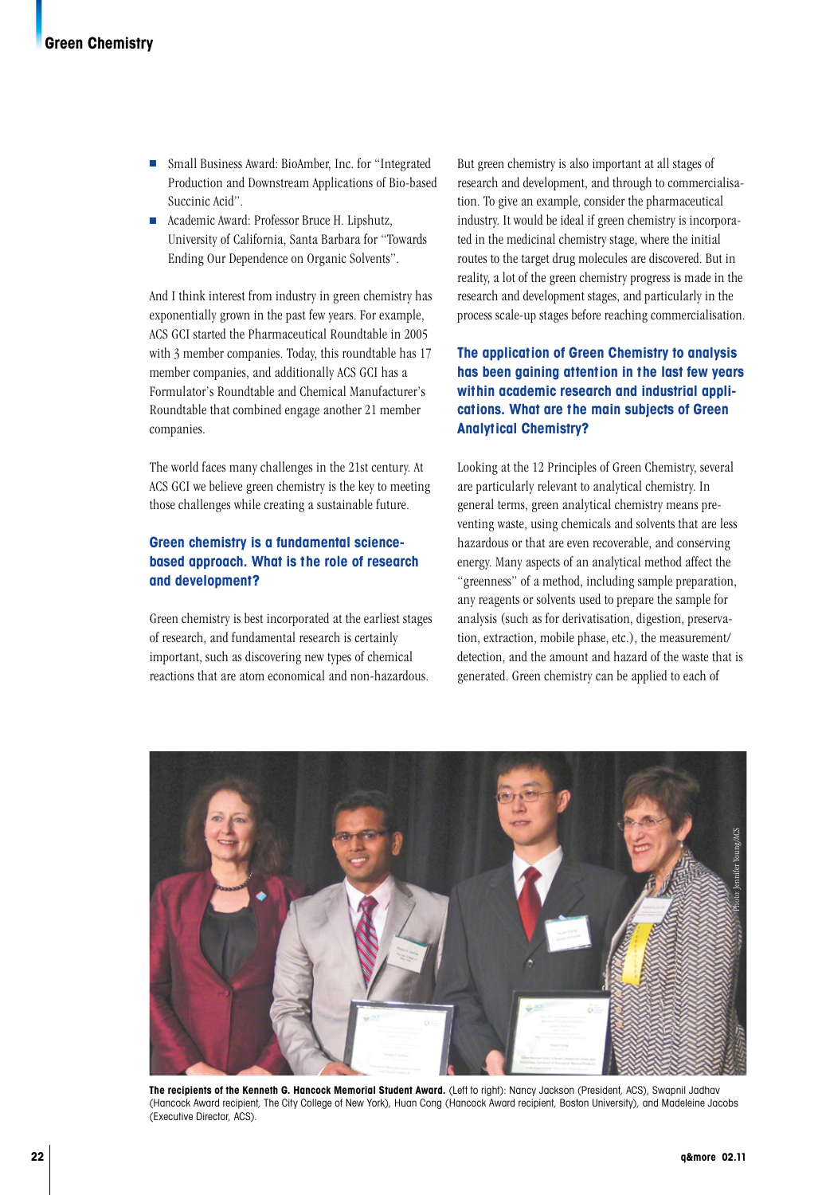- Small Business Award: BioAmber, Inc. for "Integrated Production and Downstream Applications of Bio-based Succinic Acid".
- Academic Award: Professor Bruce H. Lipshutz, University of California, Santa Barbara for "Towards Ending Our Dependence on Organic Solvents".

And I think interest from industry in green chemistry has exponentially grown in the past few years. For example, ACS GCI started the Pharmaceutical Roundtable in 2005 with 3 member companies. Today, this roundtable has 17 member companies, and additionally ACS GCI has a Formulator's Roundtable and Chemical Manufacturer's Roundtable that combined engage another 21 member companies.

The world faces many challenges in the 21st century. At ACS GCI we believe green chemistry is the key to meeting those challenges while creating a sustainable future.

**Green chemistry is a fundamental science-based approach. What is the role of research and development?**

Green chemistry is best incorporated at the earliest stages of research, and fundamental research is certainly important, such as discovering new types of chemical reactions that are atom economical and non-hazardous. But green chemistry is also important at all stages of research and development, and through to commercialisation. To give an example, consider the pharmaceutical industry. It would be ideal if green chemistry is incorporated in the medicinal chemistry stage, where the initial routes to the target drug molecules are discovered. But in reality, a lot of the green chemistry progress is made in the research and development stages, and particularly in the process scale-up stages before reaching commercialisation.

**The application of Green Chemistry to analysis has been gaining attention in the last few years within academic research and industrial applications. What are the main subjects of Green Analytical Chemistry?**

Looking at the 12 Principles of Green Chemistry, several are particularly relevant to analytical chemistry. In general terms, green analytical chemistry means preventing waste, using chemicals and solvents that are less hazardous or that are even recoverable, and conserving energy. Many aspects of an analytical method affect the "greenness" of a method, including sample preparation, any reagents or solvents used to prepare the sample for analysis (such as for derivatisation, digestion, preservation, extraction, mobile phase, etc.), the measurement/detection, and the amount and hazard of the waste that is generated. Green chemistry can be applied to each of

**The recipients of the Kenneth G. Hancock Memorial Student Award.** (Left to right): Nancy Jackson (President, ACS), Swapnil Jadhav (Hancock Award recipient, The City College of New York), Huan Cong (Hancock Award recipient, Boston University), and Madeleine Jacobs (Executive Director, ACS).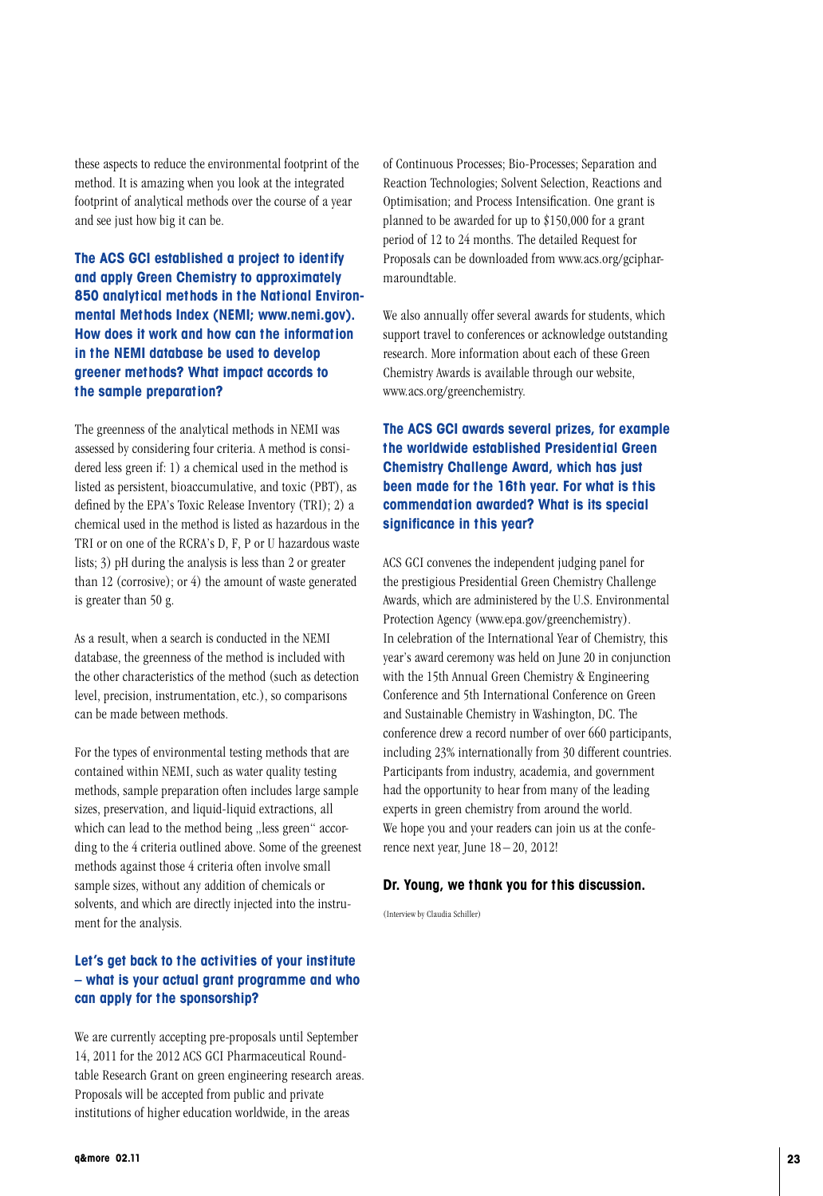these aspects to reduce the environmental footprint of the method. It is amazing when you look at the integrated footprint of analytical methods over the course of a year and see just how big it can be.

**The ACS GCI established a project to identify and apply Green Chemistry to approximately 850 analytical methods in the National Environmental Methods Index (NEMI; www.nemi.gov). How does it work and how can the information in the NEMI database be used to develop greener methods? What impact accords to the sample preparation?**

The greenness of the analytical methods in NEMI was assessed by considering four criteria. A method is considered less green if: 1) a chemical used in the method is listed as persistent, bioaccumulative, and toxic (PBT), as defined by the EPA's Toxic Release Inventory (TRI); 2) a chemical used in the method is listed as hazardous in the TRI or on one of the RCRA's D, F, P or U hazardous waste lists; 3) pH during the analysis is less than 2 or greater than 12 (corrosive); or 4) the amount of waste generated is greater than 50 g.

As a result, when a search is conducted in the NEMI database, the greenness of the method is included with the other characteristics of the method (such as detection level, precision, instrumentation, etc.), so comparisons can be made between methods.

For the types of environmental testing methods that are contained within NEMI, such as water quality testing methods, sample preparation often includes large sample sizes, preservation, and liquid-liquid extractions, all which can lead to the method being „less green" according to the 4 criteria outlined above. Some of the greenest methods against those 4 criteria often involve small sample sizes, without any addition of chemicals or solvents, and which are directly injected into the instrument for the analysis.

**Let's get back to the activities of your institute – what is your actual grant programme and who can apply for the sponsorship?**

We are currently accepting pre-proposals until September 14, 2011 for the 2012 ACS GCI Pharmaceutical Roundtable Research Grant on green engineering research areas. Proposals will be accepted from public and private institutions of higher education worldwide, in the areas of Continuous Processes; Bio-Processes; Separation and Reaction Technologies; Solvent Selection, Reactions and Optimisation; and Process Intensification. One grant is planned to be awarded for up to $150,000 for a grant period of 12 to 24 months. The detailed Request for Proposals can be downloaded from www.acs.org/gcipharmaroundtable.

We also annually offer several awards for students, which support travel to conferences or acknowledge outstanding research. More information about each of these Green Chemistry Awards is available through our website, www.acs.org/greenchemistry.

**The ACS GCI awards several prizes, for example the worldwide established Presidential Green Chemistry Challenge Award, which has just been made for the 16th year. For what is this commendation awarded? What is its special significance in this year?**

ACS GCI convenes the independent judging panel for the prestigious Presidential Green Chemistry Challenge Awards, which are administered by the U.S. Environmental Protection Agency (www.epa.gov/greenchemistry). In celebration of the International Year of Chemistry, this year's award ceremony was held on June 20 in conjunction with the 15th Annual Green Chemistry & Engineering Conference and 5th International Conference on Green and Sustainable Chemistry in Washington, DC. The conference drew a record number of over 660 participants, including 23% internationally from 30 different countries. Participants from industry, academia, and government had the opportunity to hear from many of the leading experts in green chemistry from around the world. We hope you and your readers can join us at the conference next year, June 18 – 20, 2012!

**Dr. Young, we thank you for this discussion.**

(Interview by Claudia Schiller)